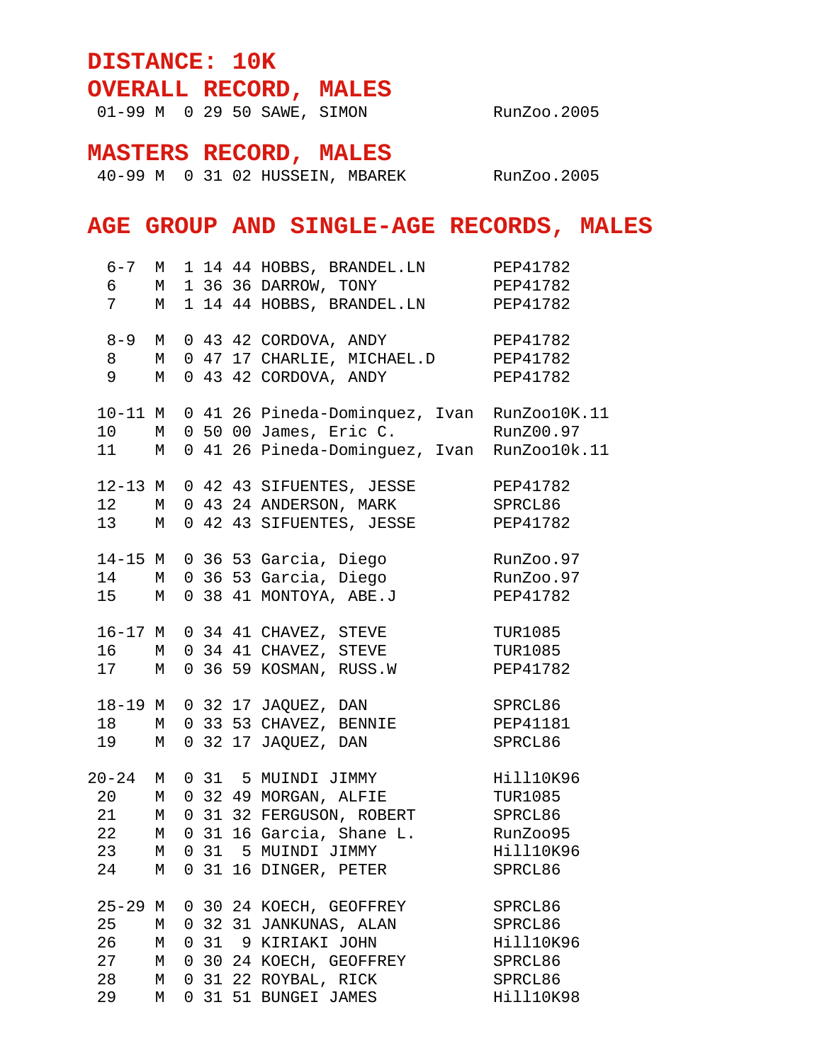# DISTANCE: 10K

## OVERALL RECORD, MALES

| Age | Sex | Hr | Min | Sec | Name | Race |
|---|---|---|---|---|---|---|
| 01-99 | M | 0 | 29 | 50 | SAWE, SIMON | RunZoo.2005 |

## MASTERS RECORD, MALES

| Age | Sex | Hr | Min | Sec | Name | Race |
|---|---|---|---|---|---|---|
| 40-99 | M | 0 | 31 | 02 | HUSSEIN, MBAREK | RunZoo.2005 |

## AGE GROUP AND SINGLE-AGE RECORDS, MALES

| Age | Sex | Hr | Min | Sec | Name | Race |
|---|---|---|---|---|---|---|
| 6-7 | M | 1 | 14 | 44 | HOBBS, BRANDEL.LN | PEP41782 |
| 6 | M | 1 | 36 | 36 | DARROW, TONY | PEP41782 |
| 7 | M | 1 | 14 | 44 | HOBBS, BRANDEL.LN | PEP41782 |
| 8-9 | M | 0 | 43 | 42 | CORDOVA, ANDY | PEP41782 |
| 8 | M | 0 | 47 | 17 | CHARLIE, MICHAEL.D | PEP41782 |
| 9 | M | 0 | 43 | 42 | CORDOVA, ANDY | PEP41782 |
| 10-11 | M | 0 | 41 | 26 | Pineda-Dominquez, Ivan | RunZoo10K.11 |
| 10 | M | 0 | 50 | 00 | James, Eric C. | RunZ00.97 |
| 11 | M | 0 | 41 | 26 | Pineda-Dominguez, Ivan | RunZoo10k.11 |
| 12-13 | M | 0 | 42 | 43 | SIFUENTES, JESSE | PEP41782 |
| 12 | M | 0 | 43 | 24 | ANDERSON, MARK | SPRCL86 |
| 13 | M | 0 | 42 | 43 | SIFUENTES, JESSE | PEP41782 |
| 14-15 | M | 0 | 36 | 53 | Garcia, Diego | RunZoo.97 |
| 14 | M | 0 | 36 | 53 | Garcia, Diego | RunZoo.97 |
| 15 | M | 0 | 38 | 41 | MONTOYA, ABE.J | PEP41782 |
| 16-17 | M | 0 | 34 | 41 | CHAVEZ, STEVE | TUR1085 |
| 16 | M | 0 | 34 | 41 | CHAVEZ, STEVE | TUR1085 |
| 17 | M | 0 | 36 | 59 | KOSMAN, RUSS.W | PEP41782 |
| 18-19 | M | 0 | 32 | 17 | JAQUEZ, DAN | SPRCL86 |
| 18 | M | 0 | 33 | 53 | CHAVEZ, BENNIE | PEP41181 |
| 19 | M | 0 | 32 | 17 | JAQUEZ, DAN | SPRCL86 |
| 20-24 | M | 0 | 31 | 5 | MUINDI JIMMY | Hill10K96 |
| 20 | M | 0 | 32 | 49 | MORGAN, ALFIE | TUR1085 |
| 21 | M | 0 | 31 | 32 | FERGUSON, ROBERT | SPRCL86 |
| 22 | M | 0 | 31 | 16 | Garcia, Shane L. | RunZoo95 |
| 23 | M | 0 | 31 | 5 | MUINDI JIMMY | Hill10K96 |
| 24 | M | 0 | 31 | 16 | DINGER, PETER | SPRCL86 |
| 25-29 | M | 0 | 30 | 24 | KOECH, GEOFFREY | SPRCL86 |
| 25 | M | 0 | 32 | 31 | JANKUNAS, ALAN | SPRCL86 |
| 26 | M | 0 | 31 | 9 | KIRIAKI JOHN | Hill10K96 |
| 27 | M | 0 | 30 | 24 | KOECH, GEOFFREY | SPRCL86 |
| 28 | M | 0 | 31 | 22 | ROYBAL, RICK | SPRCL86 |
| 29 | M | 0 | 31 | 51 | BUNGEI JAMES | Hill10K98 |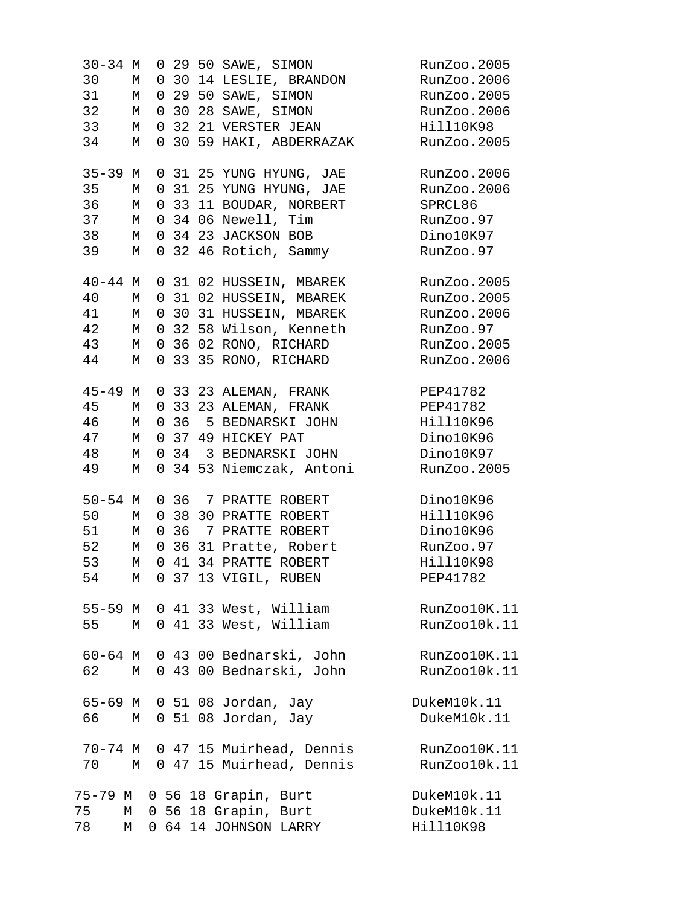```
 30-34 M  0 29 50 SAWE, SIMON            RunZoo.2005
 30    M  0 30 14 LESLIE, BRANDON        RunZoo.2006
 31    M  0 29 50 SAWE, SIMON            RunZoo.2005
 32    M  0 30 28 SAWE, SIMON            RunZoo.2006
 33    M  0 32 21 VERSTER JEAN           Hill10K98
 34    M  0 30 59 HAKI, ABDERRAZAK       RunZoo.2005

 35-39 M  0 31 25 YUNG HYUNG, JAE        RunZoo.2006
 35    M  0 31 25 YUNG HYUNG, JAE        RunZoo.2006
 36    M  0 33 11 BOUDAR, NORBERT        SPRCL86
 37    M  0 34 06 Newell, Tim            RunZoo.97
 38    M  0 34 23 JACKSON BOB            Dino10K97
 39    M  0 32 46 Rotich, Sammy          RunZoo.97

 40-44 M  0 31 02 HUSSEIN, MBAREK        RunZoo.2005
 40    M  0 31 02 HUSSEIN, MBAREK        RunZoo.2005
 41    M  0 30 31 HUSSEIN, MBAREK        RunZoo.2006
 42    M  0 32 58 Wilson, Kenneth        RunZoo.97
 43    M  0 36 02 RONO, RICHARD          RunZoo.2005
 44    M  0 33 35 RONO, RICHARD          RunZoo.2006

 45-49 M  0 33 23 ALEMAN, FRANK          PEP41782
 45    M  0 33 23 ALEMAN, FRANK          PEP41782
 46    M  0 36  5 BEDNARSKI JOHN         Hill10K96
 47    M  0 37 49 HICKEY PAT             Dino10K96
 48    M  0 34  3 BEDNARSKI JOHN         Dino10K97
 49    M  0 34 53 Niemczak, Antoni       RunZoo.2005

 50-54 M  0 36  7 PRATTE ROBERT          Dino10K96
 50    M  0 38 30 PRATTE ROBERT          Hill10K96
 51    M  0 36  7 PRATTE ROBERT          Dino10K96
 52    M  0 36 31 Pratte, Robert         RunZoo.97
 53    M  0 41 34 PRATTE ROBERT          Hill10K98
 54    M  0 37 13 VIGIL, RUBEN           PEP41782

 55-59 M  0 41 33 West, William          RunZoo10K.11
 55    M  0 41 33 West, William          RunZoo10k.11

 60-64 M  0 43 00 Bednarski, John        RunZoo10K.11
 62    M  0 43 00 Bednarski, John        RunZoo10k.11

 65-69 M  0 51 08 Jordan, Jay           DukeM10k.11
 66    M  0 51 08 Jordan, Jay            DukeM10k.11

 70-74 M  0 47 15 Muirhead, Dennis       RunZoo10K.11
 70    M  0 47 15 Muirhead, Dennis       RunZoo10k.11

75-79 M  0 56 18 Grapin, Burt           DukeM10k.11
75    M  0 56 18 Grapin, Burt           DukeM10k.11
78    M  0 64 14 JOHNSON LARRY          Hill10K98
```